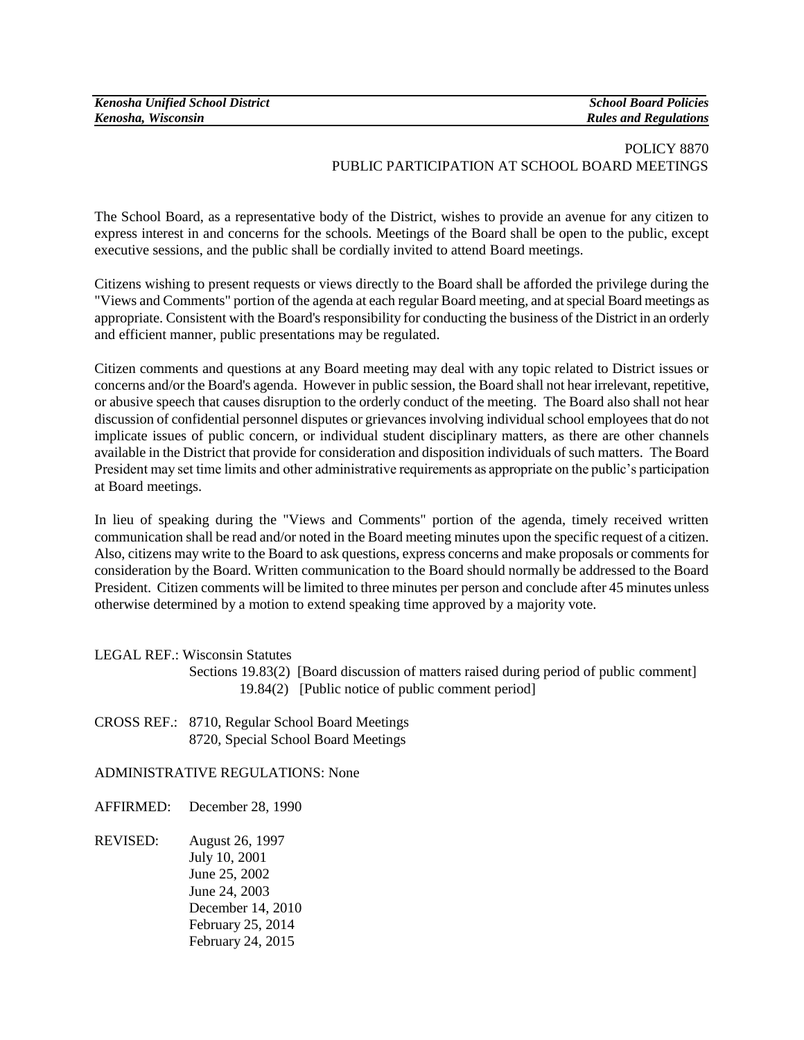*Kenosha Unified School District* | *School Board Policies*
*Kenosha, Wisconsin* | *Rules and Regulations*

# POLICY 8870
## PUBLIC PARTICIPATION AT SCHOOL BOARD MEETINGS

The School Board, as a representative body of the District, wishes to provide an avenue for any citizen to express interest in and concerns for the schools. Meetings of the Board shall be open to the public, except executive sessions, and the public shall be cordially invited to attend Board meetings.

Citizens wishing to present requests or views directly to the Board shall be afforded the privilege during the "Views and Comments" portion of the agenda at each regular Board meeting, and at special Board meetings as appropriate. Consistent with the Board's responsibility for conducting the business of the District in an orderly and efficient manner, public presentations may be regulated.

Citizen comments and questions at any Board meeting may deal with any topic related to District issues or concerns and/or the Board's agenda. However in public session, the Board shall not hear irrelevant, repetitive, or abusive speech that causes disruption to the orderly conduct of the meeting. The Board also shall not hear discussion of confidential personnel disputes or grievances involving individual school employees that do not implicate issues of public concern, or individual student disciplinary matters, as there are other channels available in the District that provide for consideration and disposition individuals of such matters. The Board President may set time limits and other administrative requirements as appropriate on the public's participation at Board meetings.

In lieu of speaking during the "Views and Comments" portion of the agenda, timely received written communication shall be read and/or noted in the Board meeting minutes upon the specific request of a citizen. Also, citizens may write to the Board to ask questions, express concerns and make proposals or comments for consideration by the Board. Written communication to the Board should normally be addressed to the Board President. Citizen comments will be limited to three minutes per person and conclude after 45 minutes unless otherwise determined by a motion to extend speaking time approved by a majority vote.

LEGAL REF.: Wisconsin Statutes
Sections 19.83(2) [Board discussion of matters raised during period of public comment]
19.84(2) [Public notice of public comment period]

CROSS REF.: 8710, Regular School Board Meetings
8720, Special School Board Meetings

ADMINISTRATIVE REGULATIONS: None

AFFIRMED: December 28, 1990

REVISED: August 26, 1997
July 10, 2001
June 25, 2002
June 24, 2003
December 14, 2010
February 25, 2014
February 24, 2015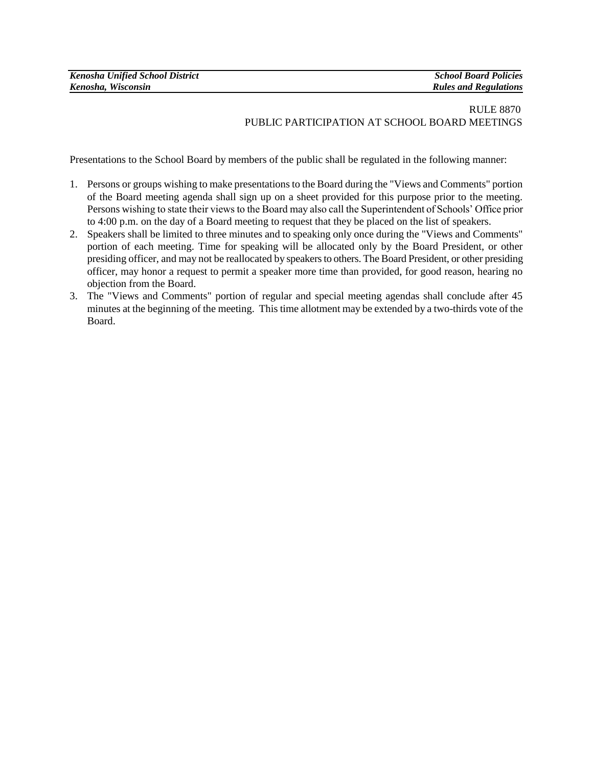RULE 8870
PUBLIC PARTICIPATION AT SCHOOL BOARD MEETINGS

Presentations to the School Board by members of the public shall be regulated in the following manner:

1. Persons or groups wishing to make presentations to the Board during the "Views and Comments" portion of the Board meeting agenda shall sign up on a sheet provided for this purpose prior to the meeting. Persons wishing to state their views to the Board may also call the Superintendent of Schools' Office prior to 4:00 p.m. on the day of a Board meeting to request that they be placed on the list of speakers.
2. Speakers shall be limited to three minutes and to speaking only once during the "Views and Comments" portion of each meeting. Time for speaking will be allocated only by the Board President, or other presiding officer, and may not be reallocated by speakers to others. The Board President, or other presiding officer, may honor a request to permit a speaker more time than provided, for good reason, hearing no objection from the Board.
3. The "Views and Comments" portion of regular and special meeting agendas shall conclude after 45 minutes at the beginning of the meeting. This time allotment may be extended by a two-thirds vote of the Board.